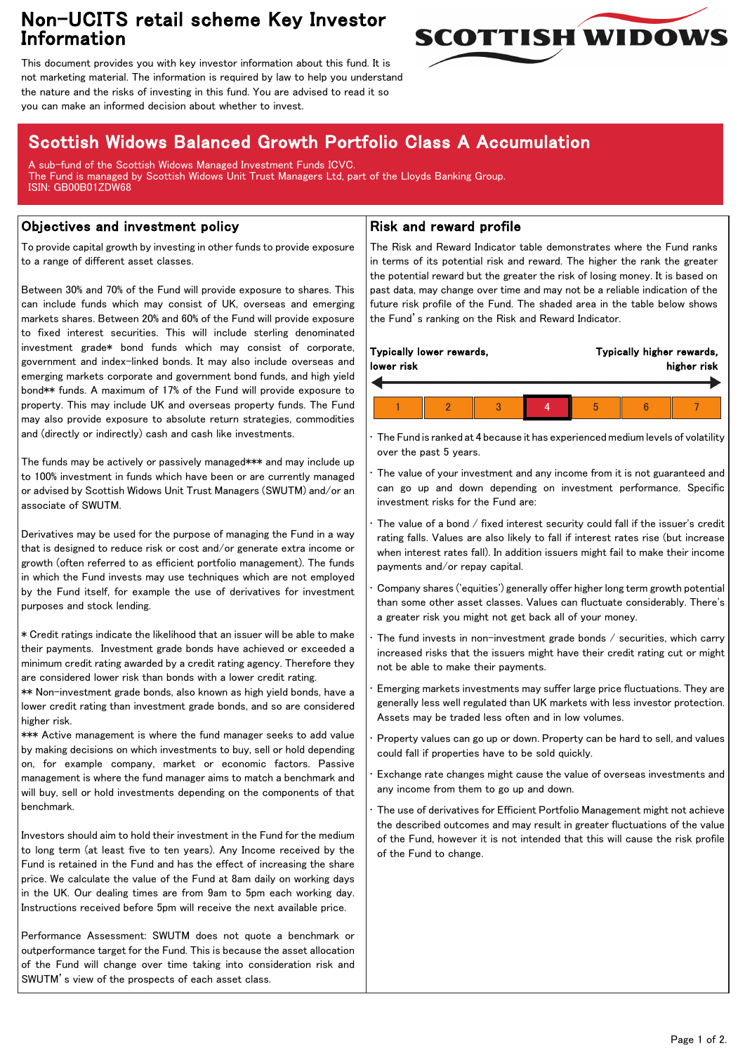# Non-UCITS retail scheme Key Investor Information

This document provides you with key investor information about this fund. It is not marketing material. The information is required by law to help you understand the nature and the risks of investing in this fund. You are advised to read it so you can make an informed decision about whether to invest.

SCOTTISH WIDOWS

## Scottish Widows Balanced Growth Portfolio Class A Accumulation

A sub-fund of the Scottish Widows Managed Investment Funds ICVC.
The Fund is managed by Scottish Widows Unit Trust Managers Ltd, part of the Lloyds Banking Group.
ISIN: GB00B01ZDW68

### Objectives and investment policy

To provide capital growth by investing in other funds to provide exposure to a range of different asset classes.

Between 30% and 70% of the Fund will provide exposure to shares. This can include funds which may consist of UK, overseas and emerging markets shares. Between 20% and 60% of the Fund will provide exposure to fixed interest securities. This will include sterling denominated investment grade* bond funds which may consist of corporate, government and index-linked bonds. It may also include overseas and emerging markets corporate and government bond funds, and high yield bond** funds. A maximum of 17% of the Fund will provide exposure to property. This may include UK and overseas property funds. The Fund may also provide exposure to absolute return strategies, commodities and (directly or indirectly) cash and cash like investments.

The funds may be actively or passively managed*** and may include up to 100% investment in funds which have been or are currently managed or advised by Scottish Widows Unit Trust Managers (SWUTM) and/or an associate of SWUTM.

Derivatives may be used for the purpose of managing the Fund in a way that is designed to reduce risk or cost and/or generate extra income or growth (often referred to as efficient portfolio management). The funds in which the Fund invests may use techniques which are not employed by the Fund itself, for example the use of derivatives for investment purposes and stock lending.

* Credit ratings indicate the likelihood that an issuer will be able to make their payments. Investment grade bonds have achieved or exceeded a minimum credit rating awarded by a credit rating agency. Therefore they are considered lower risk than bonds with a lower credit rating.
** Non-investment grade bonds, also known as high yield bonds, have a lower credit rating than investment grade bonds, and so are considered higher risk.
*** Active management is where the fund manager seeks to add value by making decisions on which investments to buy, sell or hold depending on, for example company, market or economic factors. Passive management is where the fund manager aims to match a benchmark and will buy, sell or hold investments depending on the components of that benchmark.

Investors should aim to hold their investment in the Fund for the medium to long term (at least five to ten years). Any Income received by the Fund is retained in the Fund and has the effect of increasing the share price. We calculate the value of the Fund at 8am daily on working days in the UK. Our dealing times are from 9am to 5pm each working day. Instructions received before 5pm will receive the next available price.

Performance Assessment: SWUTM does not quote a benchmark or outperformance target for the Fund. This is because the asset allocation of the Fund will change over time taking into consideration risk and SWUTM's view of the prospects of each asset class.

### Risk and reward profile

The Risk and Reward Indicator table demonstrates where the Fund ranks in terms of its potential risk and reward. The higher the rank the greater the potential reward but the greater the risk of losing money. It is based on past data, may change over time and may not be a reliable indication of the future risk profile of the Fund. The shaded area in the table below shows the Fund's ranking on the Risk and Reward Indicator.

**Typically lower rewards, lower risk** — **Typically higher rewards, higher risk**

| 1 | 2 | 3 | **4** | 5 | 6 | 7 |
|---|---|---|---|---|---|---|

- The Fund is ranked at 4 because it has experienced medium levels of volatility over the past 5 years.
- The value of your investment and any income from it is not guaranteed and can go up and down depending on investment performance. Specific investment risks for the Fund are:
- The value of a bond / fixed interest security could fall if the issuer's credit rating falls. Values are also likely to fall if interest rates rise (but increase when interest rates fall). In addition issuers might fail to make their income payments and/or repay capital.
- Company shares ('equities') generally offer higher long term growth potential than some other asset classes. Values can fluctuate considerably. There's a greater risk you might not get back all of your money.
- The fund invests in non-investment grade bonds / securities, which carry increased risks that the issuers might have their credit rating cut or might not be able to make their payments.
- Emerging markets investments may suffer large price fluctuations. They are generally less well regulated than UK markets with less investor protection. Assets may be traded less often and in low volumes.
- Property values can go up or down. Property can be hard to sell, and values could fall if properties have to be sold quickly.
- Exchange rate changes might cause the value of overseas investments and any income from them to go up and down.
- The use of derivatives for Efficient Portfolio Management might not achieve the described outcomes and may result in greater fluctuations of the value of the Fund, however it is not intended that this will cause the risk profile of the Fund to change.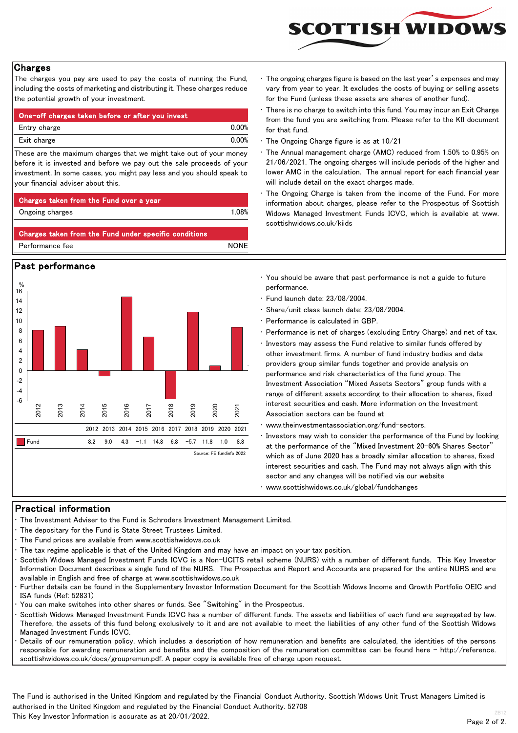## Charges

The charges you pay are used to pay the costs of running the Fund, including the costs of marketing and distributing it. These charges reduce the potential growth of your investment.

| One-off charges taken before or after you invest | |
|---|---|
| Entry charge | 0.00% |
| Exit charge | 0.00% |

These are the maximum charges that we might take out of your money before it is invested and before we pay out the sale proceeds of your investment. In some cases, you might pay less and you should speak to your financial adviser about this.

| Charges taken from the Fund over a year | |
|---|---|
| Ongoing charges | 1.08% |

| Charges taken from the Fund under specific conditions | |
|---|---|
| Performance fee | NONE |

- The ongoing charges figure is based on the last year's expenses and may vary from year to year. It excludes the costs of buying or selling assets for the Fund (unless these assets are shares of another fund).
- There is no charge to switch into this fund. You may incur an Exit Charge from the fund you are switching from. Please refer to the KII document for that fund.
- The Ongoing Charge figure is as at 10/21
- The Annual management charge (AMC) reduced from 1.50% to 0.95% on 21/06/2021. The ongoing charges will include periods of the higher and lower AMC in the calculation. The annual report for each financial year will include detail on the exact charges made.
- The Ongoing Charge is taken from the income of the Fund. For more information about charges, please refer to the Prospectus of Scottish Widows Managed Investment Funds ICVC, which is available at www.scottishwidows.co.uk/kiids

## Past performance

%
16
14
12
10
8
6
4
2
0
-2
-4
-6

2012 2013 2014 2015 2016 2017 2018 2019 2020 2021

| | 2012 | 2013 | 2014 | 2015 | 2016 | 2017 | 2018 | 2019 | 2020 | 2021 |
|---|---|---|---|---|---|---|---|---|---|---|
| Fund | 8.2 | 9.0 | 4.3 | −1.1 | 14.8 | 6.8 | −5.7 | 11.8 | 1.0 | 8.8 |

Source: FE fundinfo 2022

- You should be aware that past performance is not a guide to future performance.
- Fund launch date: 23/08/2004.
- Share/unit class launch date: 23/08/2004.
- Performance is calculated in GBP.
- Performance is net of charges (excluding Entry Charge) and net of tax.
- Investors may assess the Fund relative to similar funds offered by other investment firms. A number of fund industry bodies and data providers group similar funds together and provide analysis on performance and risk characteristics of the fund group. The Investment Association "Mixed Assets Sectors" group funds with a range of different assets according to their allocation to shares, fixed interest securities and cash. More information on the Investment Association sectors can be found at
- www.theinvestmentassociation.org/fund-sectors.
- Investors may wish to consider the performance of the Fund by looking at the performance of the "Mixed Investment 20-60% Shares Sector" which as of June 2020 has a broadly similar allocation to shares, fixed interest securities and cash. The Fund may not always align with this sector and any changes will be notified via our website
- www.scottishwidows.co.uk/global/fundchanges

## Practical information

- The Investment Adviser to the Fund is Schroders Investment Management Limited.
- The depositary for the Fund is State Street Trustees Limited.
- The Fund prices are available from www.scottishwidows.co.uk
- The tax regime applicable is that of the United Kingdom and may have an impact on your tax position.
- Scottish Widows Managed Investment Funds ICVC is a Non-UCITS retail scheme (NURS) with a number of different funds. This Key Investor Information Document describes a single fund of the NURS. The Prospectus and Report and Accounts are prepared for the entire NURS and are available in English and free of charge at www.scottishwidows.co.uk
- Further details can be found in the Supplementary Investor Information Document for the Scottish Widows Income and Growth Portfolio OEIC and ISA funds (Ref: 52831)
- You can make switches into other shares or funds. See "Switching" in the Prospectus.
- Scottish Widows Managed Investment Funds ICVC has a number of different funds. The assets and liabilities of each fund are segregated by law. Therefore, the assets of this fund belong exclusively to it and are not available to meet the liabilities of any other fund of the Scottish Widows Managed Investment Funds ICVC.
- Details of our remuneration policy, which includes a description of how remuneration and benefits are calculated, the identities of the persons responsible for awarding remuneration and benefits and the composition of the remuneration committee can be found here - http://reference.scottishwidows.co.uk/docs/groupremun.pdf. A paper copy is available free of charge upon request.

The Fund is authorised in the United Kingdom and regulated by the Financial Conduct Authority. Scottish Widows Unit Trust Managers Limited is authorised in the United Kingdom and regulated by the Financial Conduct Authority. 52708

This Key Investor Information is accurate as at 20/01/2022.